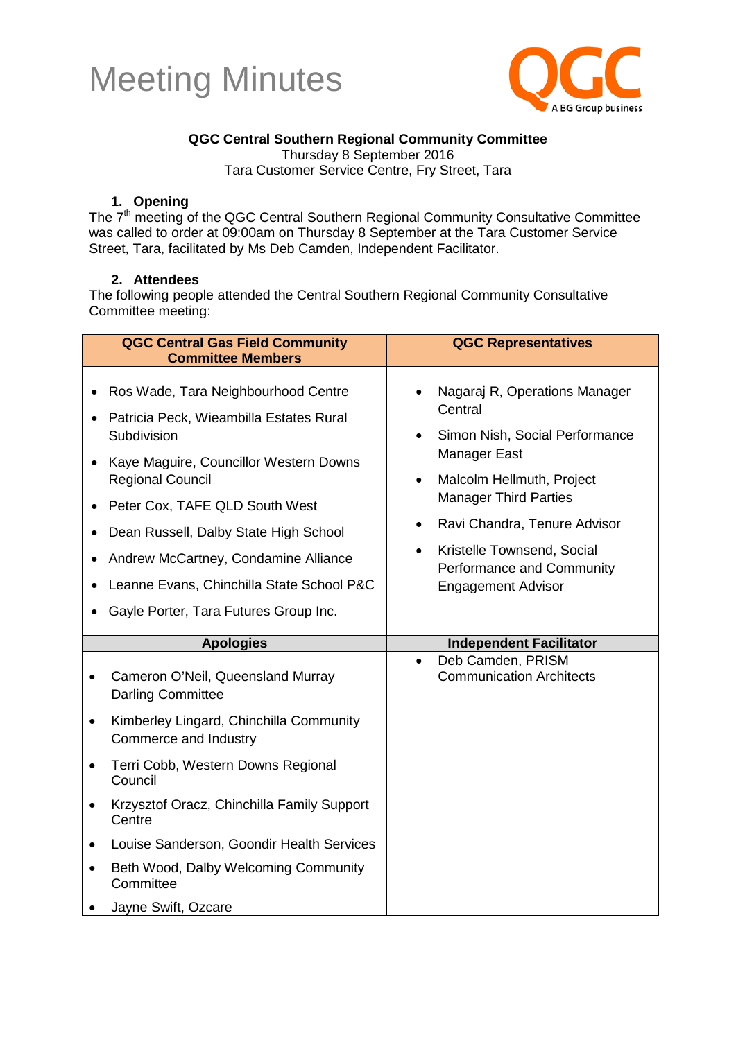# Meeting Minutes

QGC
A BG Group business

**QGC Central Southern Regional Community Committee**
Thursday 8 September 2016
Tara Customer Service Centre, Fry Street, Tara

## 1. Opening

The 7th meeting of the QGC Central Southern Regional Community Consultative Committee was called to order at 09:00am on Thursday 8 September at the Tara Customer Service Street, Tara, facilitated by Ms Deb Camden, Independent Facilitator.

## 2. Attendees

The following people attended the Central Southern Regional Community Consultative Committee meeting:

| QGC Central Gas Field Community Committee Members | QGC Representatives |
|---|---|
| • Ros Wade, Tara Neighbourhood Centre<br>• Patricia Peck, Wieambilla Estates Rural Subdivision<br>• Kaye Maguire, Councillor Western Downs Regional Council<br>• Peter Cox, TAFE QLD South West<br>• Dean Russell, Dalby State High School<br>• Andrew McCartney, Condamine Alliance<br>• Leanne Evans, Chinchilla State School P&C<br>• Gayle Porter, Tara Futures Group Inc. | • Nagaraj R, Operations Manager Central<br>• Simon Nish, Social Performance Manager East<br>• Malcolm Hellmuth, Project Manager Third Parties<br>• Ravi Chandra, Tenure Advisor<br>• Kristelle Townsend, Social Performance and Community Engagement Advisor |
| **Apologies** | **Independent Facilitator** |
| • Cameron O'Neil, Queensland Murray Darling Committee<br>• Kimberley Lingard, Chinchilla Community Commerce and Industry<br>• Terri Cobb, Western Downs Regional Council<br>• Krzysztof Oracz, Chinchilla Family Support Centre<br>• Louise Sanderson, Goondir Health Services<br>• Beth Wood, Dalby Welcoming Community Committee<br>• Jayne Swift, Ozcare | • Deb Camden, PRISM Communication Architects |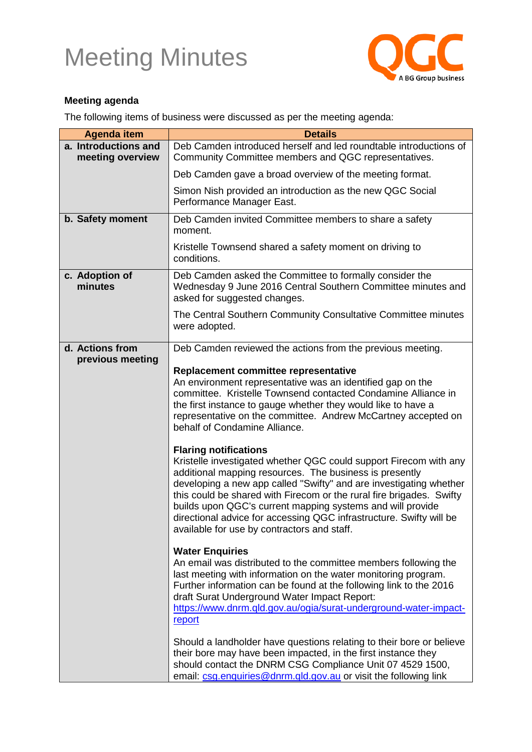# Meeting Minutes

### Meeting agenda

The following items of business were discussed as per the meeting agenda:

| Agenda item | Details |
|---|---|
| **a. Introductions and meeting overview** | Deb Camden introduced herself and led roundtable introductions of Community Committee members and QGC representatives.<br><br>Deb Camden gave a broad overview of the meeting format.<br><br>Simon Nish provided an introduction as the new QGC Social Performance Manager East. |
| **b. Safety moment** | Deb Camden invited Committee members to share a safety moment.<br><br>Kristelle Townsend shared a safety moment on driving to conditions. |
| **c. Adoption of minutes** | Deb Camden asked the Committee to formally consider the Wednesday 9 June 2016 Central Southern Committee minutes and asked for suggested changes.<br><br>The Central Southern Community Consultative Committee minutes were adopted. |
| **d. Actions from previous meeting** | Deb Camden reviewed the actions from the previous meeting.<br><br>**Replacement committee representative**<br>An environment representative was an identified gap on the committee. Kristelle Townsend contacted Condamine Alliance in the first instance to gauge whether they would like to have a representative on the committee. Andrew McCartney accepted on behalf of Condamine Alliance.<br><br>**Flaring notifications**<br>Kristelle investigated whether QGC could support Firecom with any additional mapping resources. The business is presently developing a new app called "Swifty" and are investigating whether this could be shared with Firecom or the rural fire brigades. Swifty builds upon QGC's current mapping systems and will provide directional advice for accessing QGC infrastructure. Swifty will be available for use by contractors and staff.<br><br>**Water Enquiries**<br>An email was distributed to the committee members following the last meeting with information on the water monitoring program. Further information can be found at the following link to the 2016 draft Surat Underground Water Impact Report:<br>https://www.dnrm.qld.gov.au/ogia/surat-underground-water-impact-report<br><br>Should a landholder have questions relating to their bore or believe their bore may have been impacted, in the first instance they should contact the DNRM CSG Compliance Unit 07 4529 1500, email: csg.enquiries@dnrm.qld.gov.au or visit the following link |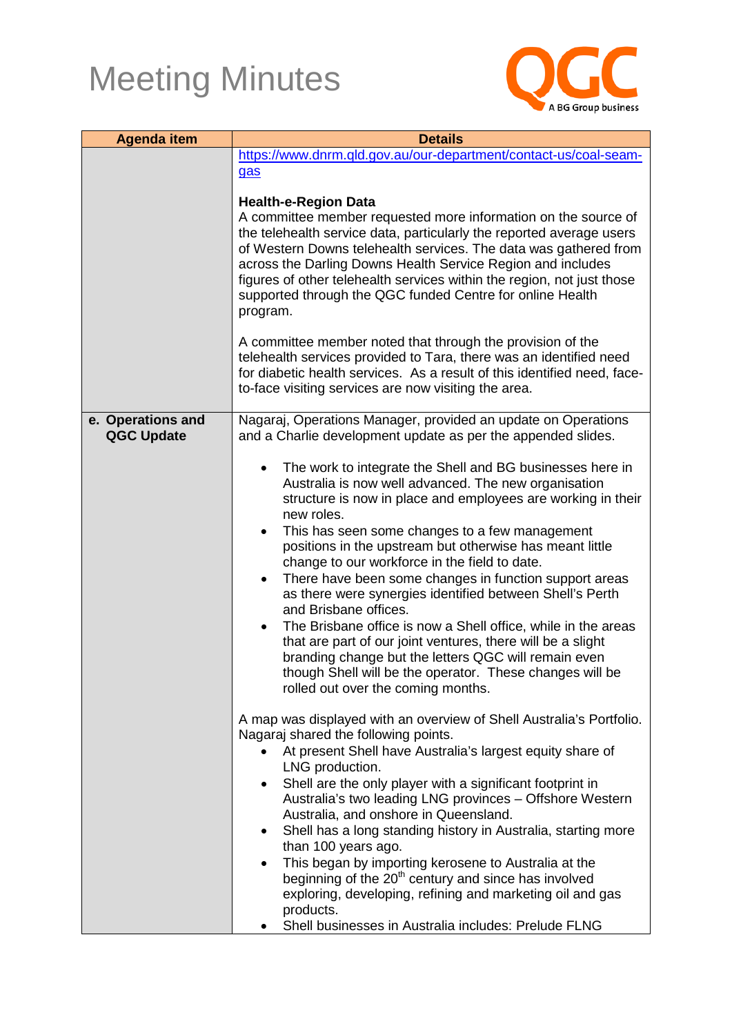# Meeting Minutes

QGC A BG Group business

| Agenda item | Details |
|---|---|
| | https://www.dnrm.qld.gov.au/our-department/contact-us/coal-seam-gas<br><br>**Health-e-Region Data**<br>A committee member requested more information on the source of the telehealth service data, particularly the reported average users of Western Downs telehealth services. The data was gathered from across the Darling Downs Health Service Region and includes figures of other telehealth services within the region, not just those supported through the QGC funded Centre for online Health program.<br><br>A committee member noted that through the provision of the telehealth services provided to Tara, there was an identified need for diabetic health services. As a result of this identified need, face-to-face visiting services are now visiting the area. |
| **e. Operations and QGC Update** | Nagaraj, Operations Manager, provided an update on Operations and a Charlie development update as per the appended slides.<br><br>• The work to integrate the Shell and BG businesses here in Australia is now well advanced. The new organisation structure is now in place and employees are working in their new roles.<br>• This has seen some changes to a few management positions in the upstream but otherwise has meant little change to our workforce in the field to date.<br>• There have been some changes in function support areas as there were synergies identified between Shell's Perth and Brisbane offices.<br>• The Brisbane office is now a Shell office, while in the areas that are part of our joint ventures, there will be a slight branding change but the letters QGC will remain even though Shell will be the operator. These changes will be rolled out over the coming months.<br><br>A map was displayed with an overview of Shell Australia's Portfolio. Nagaraj shared the following points.<br>• At present Shell have Australia's largest equity share of LNG production.<br>• Shell are the only player with a significant footprint in Australia's two leading LNG provinces – Offshore Western Australia, and onshore in Queensland.<br>• Shell has a long standing history in Australia, starting more than 100 years ago.<br>• This began by importing kerosene to Australia at the beginning of the 20th century and since has involved exploring, developing, refining and marketing oil and gas products.<br>• Shell businesses in Australia includes: Prelude FLNG |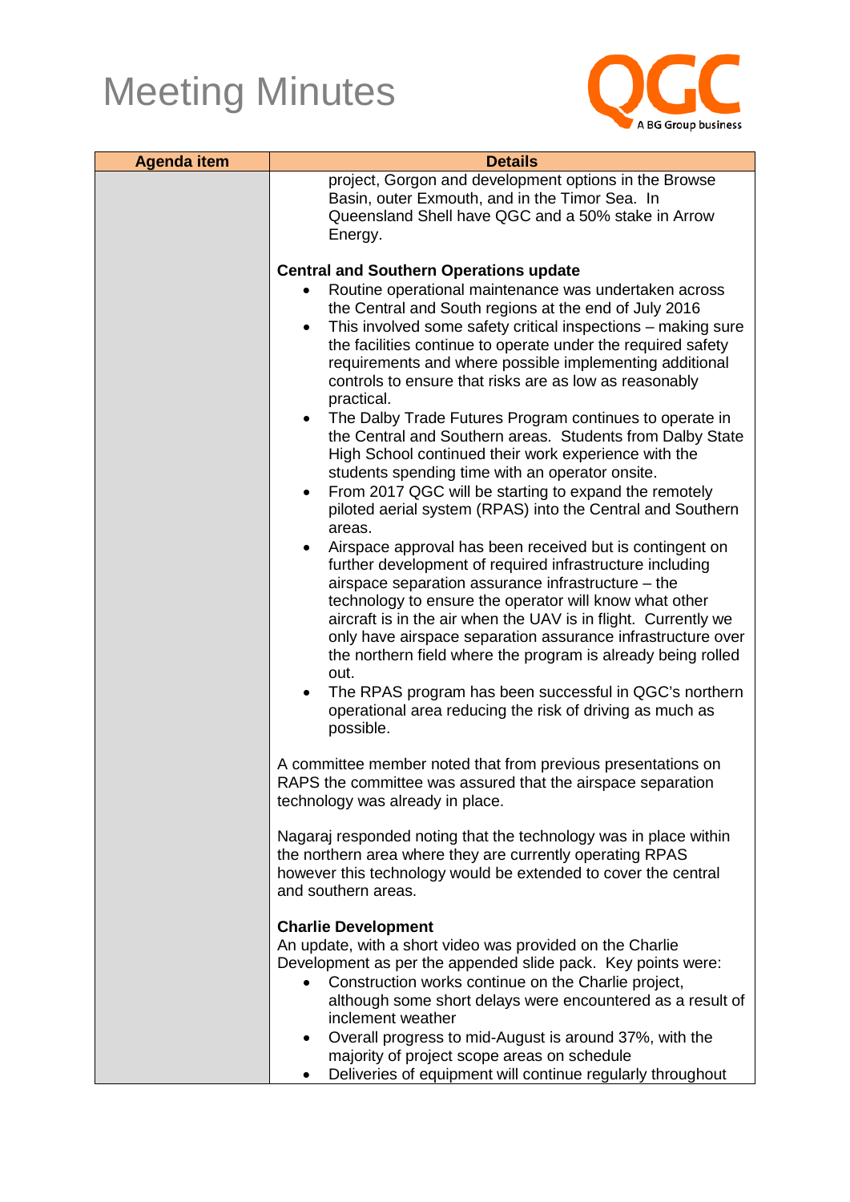# Meeting Minutes

| Agenda item | Details |
| --- | --- |
| | project, Gorgon and development options in the Browse Basin, outer Exmouth, and in the Timor Sea. In Queensland Shell have QGC and a 50% stake in Arrow Energy.<br><br>**Central and Southern Operations update**<br>• Routine operational maintenance was undertaken across the Central and South regions at the end of July 2016<br>• This involved some safety critical inspections – making sure the facilities continue to operate under the required safety requirements and where possible implementing additional controls to ensure that risks are as low as reasonably practical.<br>• The Dalby Trade Futures Program continues to operate in the Central and Southern areas. Students from Dalby State High School continued their work experience with the students spending time with an operator onsite.<br>• From 2017 QGC will be starting to expand the remotely piloted aerial system (RPAS) into the Central and Southern areas.<br>• Airspace approval has been received but is contingent on further development of required infrastructure including airspace separation assurance infrastructure – the technology to ensure the operator will know what other aircraft is in the air when the UAV is in flight. Currently we only have airspace separation assurance infrastructure over the northern field where the program is already being rolled out.<br>• The RPAS program has been successful in QGC's northern operational area reducing the risk of driving as much as possible.<br><br>A committee member noted that from previous presentations on RAPS the committee was assured that the airspace separation technology was already in place.<br><br>Nagaraj responded noting that the technology was in place within the northern area where they are currently operating RPAS however this technology would be extended to cover the central and southern areas.<br><br>**Charlie Development**<br>An update, with a short video was provided on the Charlie Development as per the appended slide pack. Key points were:<br>• Construction works continue on the Charlie project, although some short delays were encountered as a result of inclement weather<br>• Overall progress to mid-August is around 37%, with the majority of project scope areas on schedule<br>• Deliveries of equipment will continue regularly throughout |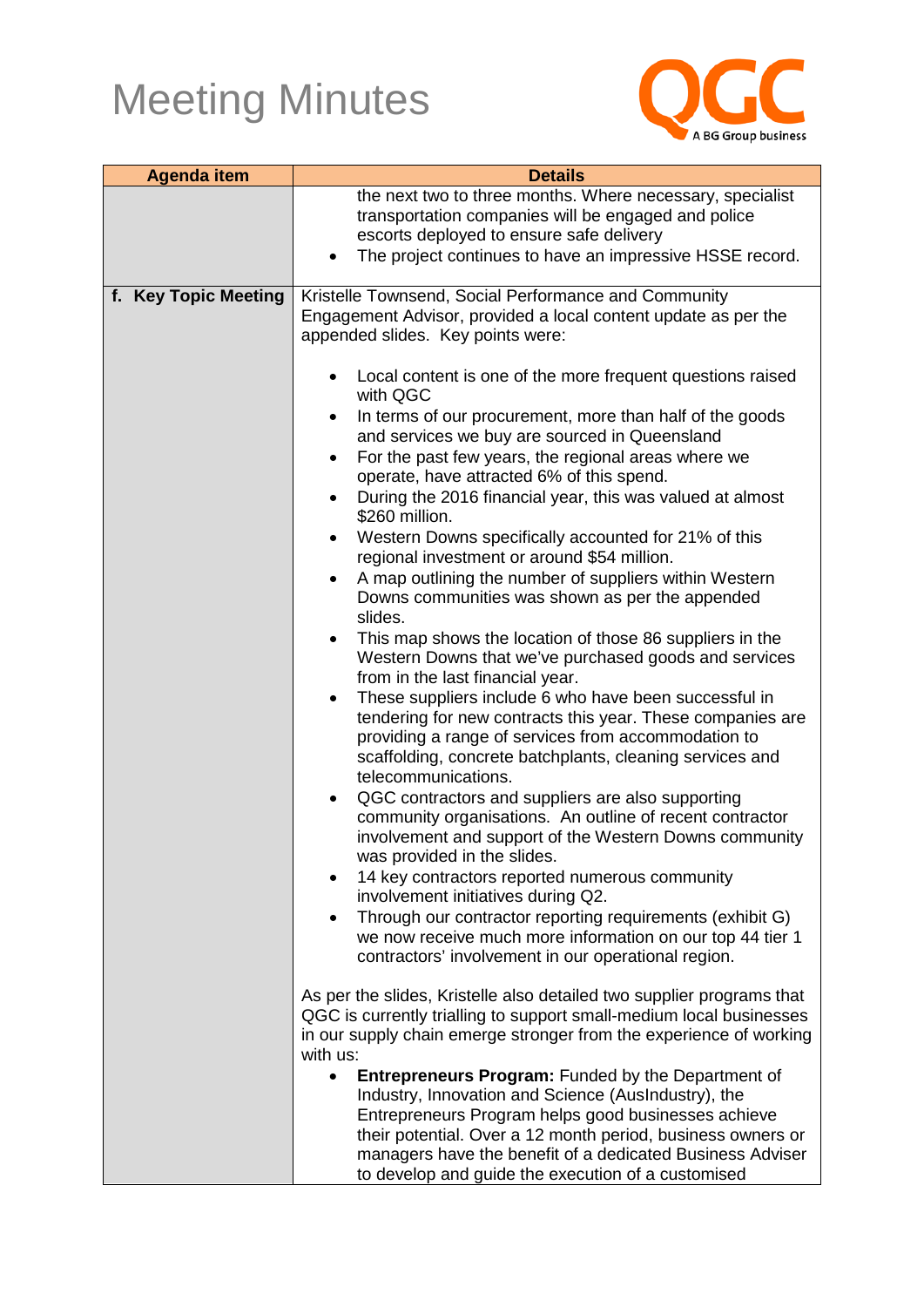# Meeting Minutes

| Agenda item | Details |
|---|---|
| | the next two to three months. Where necessary, specialist transportation companies will be engaged and police escorts deployed to ensure safe delivery<br>• The project continues to have an impressive HSSE record. |
| **f. Key Topic Meeting** | Kristelle Townsend, Social Performance and Community Engagement Advisor, provided a local content update as per the appended slides. Key points were:<br><br>• Local content is one of the more frequent questions raised with QGC<br>• In terms of our procurement, more than half of the goods and services we buy are sourced in Queensland<br>• For the past few years, the regional areas where we operate, have attracted 6% of this spend.<br>• During the 2016 financial year, this was valued at almost $260 million.<br>• Western Downs specifically accounted for 21% of this regional investment or around $54 million.<br>• A map outlining the number of suppliers within Western Downs communities was shown as per the appended slides.<br>• This map shows the location of those 86 suppliers in the Western Downs that we've purchased goods and services from in the last financial year.<br>• These suppliers include 6 who have been successful in tendering for new contracts this year. These companies are providing a range of services from accommodation to scaffolding, concrete batchplants, cleaning services and telecommunications.<br>• QGC contractors and suppliers are also supporting community organisations. An outline of recent contractor involvement and support of the Western Downs community was provided in the slides.<br>• 14 key contractors reported numerous community involvement initiatives during Q2.<br>• Through our contractor reporting requirements (exhibit G) we now receive much more information on our top 44 tier 1 contractors' involvement in our operational region.<br><br>As per the slides, Kristelle also detailed two supplier programs that QGC is currently trialling to support small-medium local businesses in our supply chain emerge stronger from the experience of working with us:<br>• **Entrepreneurs Program:** Funded by the Department of Industry, Innovation and Science (AusIndustry), the Entrepreneurs Program helps good businesses achieve their potential. Over a 12 month period, business owners or managers have the benefit of a dedicated Business Adviser to develop and guide the execution of a customised |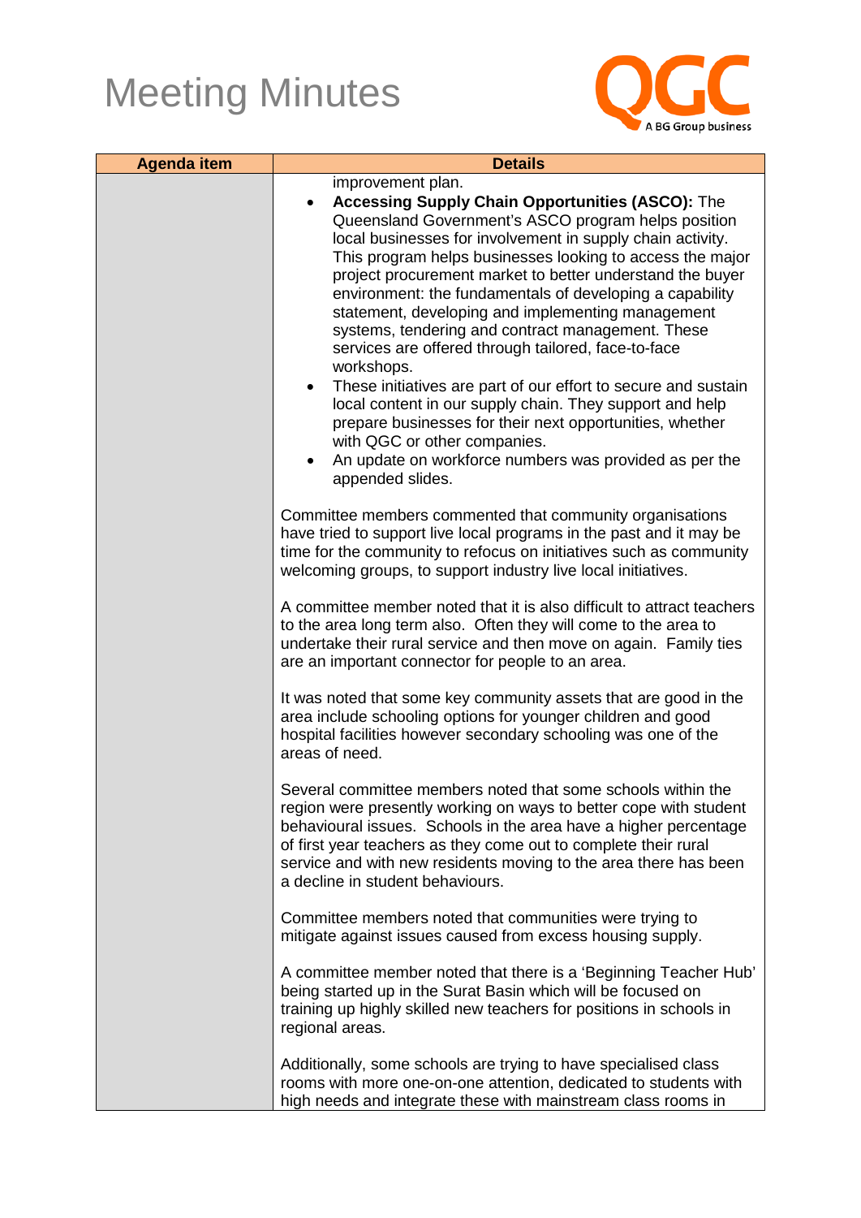# Meeting Minutes

| Agenda item | Details |
|---|---|
| | improvement plan.<br>• **Accessing Supply Chain Opportunities (ASCO):** The Queensland Government's ASCO program helps position local businesses for involvement in supply chain activity. This program helps businesses looking to access the major project procurement market to better understand the buyer environment: the fundamentals of developing a capability statement, developing and implementing management systems, tendering and contract management. These services are offered through tailored, face-to-face workshops.<br>• These initiatives are part of our effort to secure and sustain local content in our supply chain. They support and help prepare businesses for their next opportunities, whether with QGC or other companies.<br>• An update on workforce numbers was provided as per the appended slides.<br><br>Committee members commented that community organisations have tried to support live local programs in the past and it may be time for the community to refocus on initiatives such as community welcoming groups, to support industry live local initiatives.<br><br>A committee member noted that it is also difficult to attract teachers to the area long term also. Often they will come to the area to undertake their rural service and then move on again. Family ties are an important connector for people to an area.<br><br>It was noted that some key community assets that are good in the area include schooling options for younger children and good hospital facilities however secondary schooling was one of the areas of need.<br><br>Several committee members noted that some schools within the region were presently working on ways to better cope with student behavioural issues. Schools in the area have a higher percentage of first year teachers as they come out to complete their rural service and with new residents moving to the area there has been a decline in student behaviours.<br><br>Committee members noted that communities were trying to mitigate against issues caused from excess housing supply.<br><br>A committee member noted that there is a 'Beginning Teacher Hub' being started up in the Surat Basin which will be focused on training up highly skilled new teachers for positions in schools in regional areas.<br><br>Additionally, some schools are trying to have specialised class rooms with more one-on-one attention, dedicated to students with high needs and integrate these with mainstream class rooms in |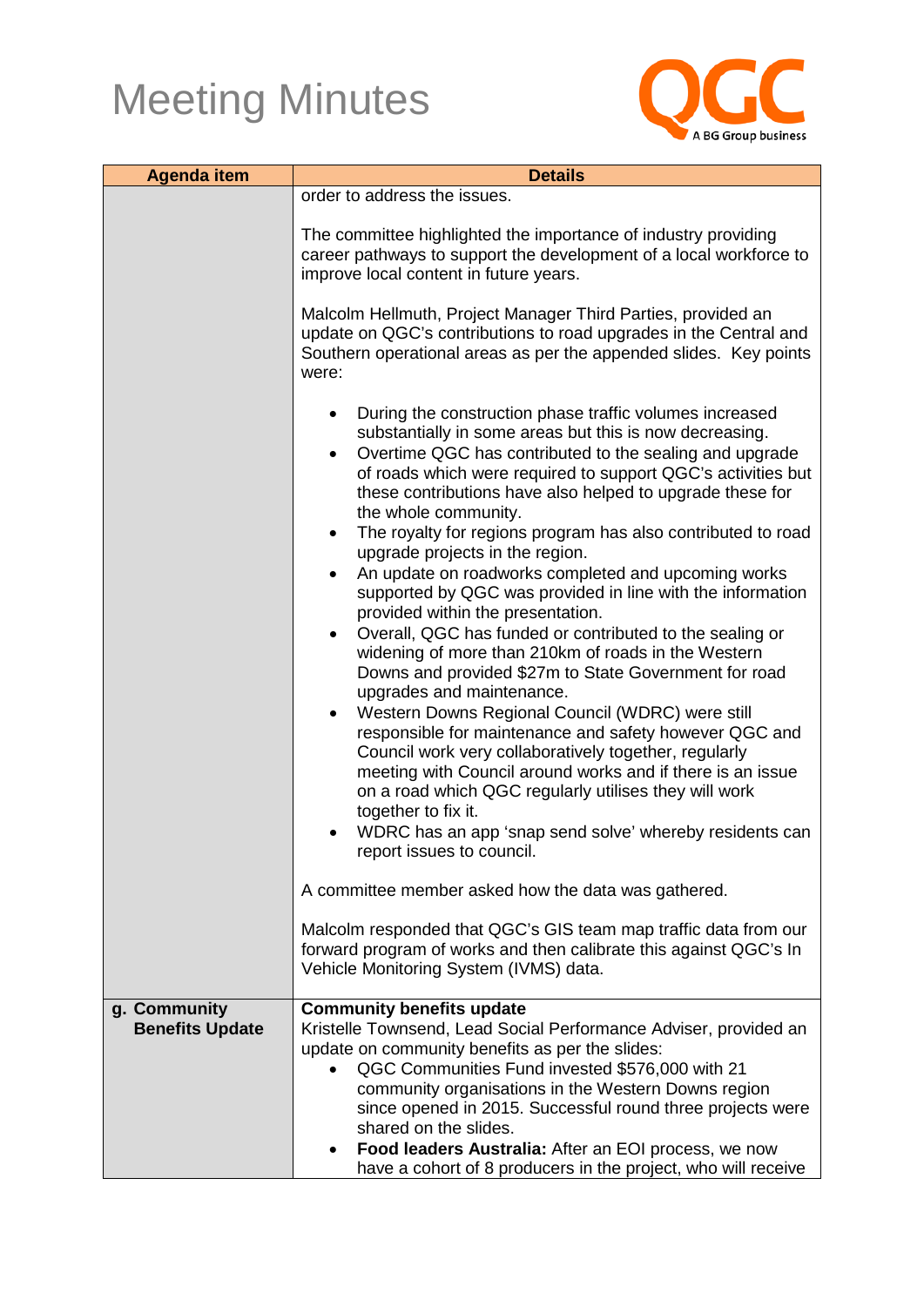# Meeting Minutes

| Agenda item | Details |
| --- | --- |
| | order to address the issues.<br><br>The committee highlighted the importance of industry providing career pathways to support the development of a local workforce to improve local content in future years.<br><br>Malcolm Hellmuth, Project Manager Third Parties, provided an update on QGC's contributions to road upgrades in the Central and Southern operational areas as per the appended slides. Key points were:<br><br>• During the construction phase traffic volumes increased substantially in some areas but this is now decreasing.<br>• Overtime QGC has contributed to the sealing and upgrade of roads which were required to support QGC's activities but these contributions have also helped to upgrade these for the whole community.<br>• The royalty for regions program has also contributed to road upgrade projects in the region.<br>• An update on roadworks completed and upcoming works supported by QGC was provided in line with the information provided within the presentation.<br>• Overall, QGC has funded or contributed to the sealing or widening of more than 210km of roads in the Western Downs and provided $27m to State Government for road upgrades and maintenance.<br>• Western Downs Regional Council (WDRC) were still responsible for maintenance and safety however QGC and Council work very collaboratively together, regularly meeting with Council around works and if there is an issue on a road which QGC regularly utilises they will work together to fix it.<br>• WDRC has an app 'snap send solve' whereby residents can report issues to council.<br><br>A committee member asked how the data was gathered.<br><br>Malcolm responded that QGC's GIS team map traffic data from our forward program of works and then calibrate this against QGC's In Vehicle Monitoring System (IVMS) data. |
| **g. Community Benefits Update** | **Community benefits update**<br>Kristelle Townsend, Lead Social Performance Adviser, provided an update on community benefits as per the slides:<br>• QGC Communities Fund invested $576,000 with 21 community organisations in the Western Downs region since opened in 2015. Successful round three projects were shared on the slides.<br>• **Food leaders Australia:** After an EOI process, we now have a cohort of 8 producers in the project, who will receive |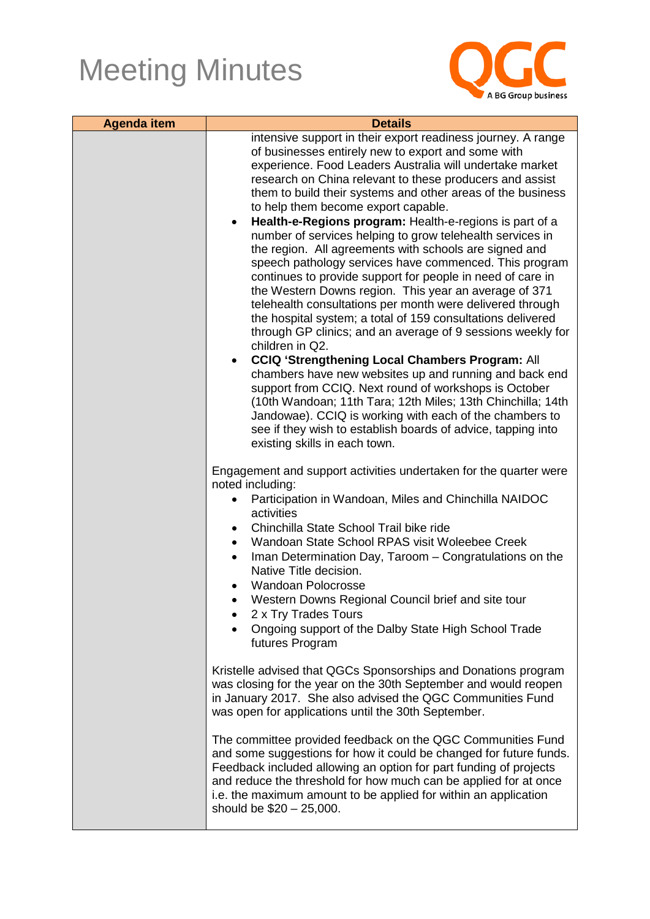# Meeting Minutes

| Agenda item | Details |
| --- | --- |
| | intensive support in their export readiness journey. A range of businesses entirely new to export and some with experience. Food Leaders Australia will undertake market research on China relevant to these producers and assist them to build their systems and other areas of the business to help them become export capable.<br>• **Health-e-Regions program:** Health-e-regions is part of a number of services helping to grow telehealth services in the region. All agreements with schools are signed and speech pathology services have commenced. This program continues to provide support for people in need of care in the Western Downs region. This year an average of 371 telehealth consultations per month were delivered through the hospital system; a total of 159 consultations delivered through GP clinics; and an average of 9 sessions weekly for children in Q2.<br>• **CCIQ 'Strengthening Local Chambers Program:** All chambers have new websites up and running and back end support from CCIQ. Next round of workshops is October (10th Wandoan; 11th Tara; 12th Miles; 13th Chinchilla; 14th Jandowae). CCIQ is working with each of the chambers to see if they wish to establish boards of advice, tapping into existing skills in each town.<br><br>Engagement and support activities undertaken for the quarter were noted including:<br>• Participation in Wandoan, Miles and Chinchilla NAIDOC activities<br>• Chinchilla State School Trail bike ride<br>• Wandoan State School RPAS visit Woleebee Creek<br>• Iman Determination Day, Taroom – Congratulations on the Native Title decision.<br>• Wandoan Polocrosse<br>• Western Downs Regional Council brief and site tour<br>• 2 x Try Trades Tours<br>• Ongoing support of the Dalby State High School Trade futures Program<br><br>Kristelle advised that QGCs Sponsorships and Donations program was closing for the year on the 30th September and would reopen in January 2017. She also advised the QGC Communities Fund was open for applications until the 30th September.<br><br>The committee provided feedback on the QGC Communities Fund and some suggestions for how it could be changed for future funds. Feedback included allowing an option for part funding of projects and reduce the threshold for how much can be applied for at once i.e. the maximum amount to be applied for within an application should be $20 – 25,000. |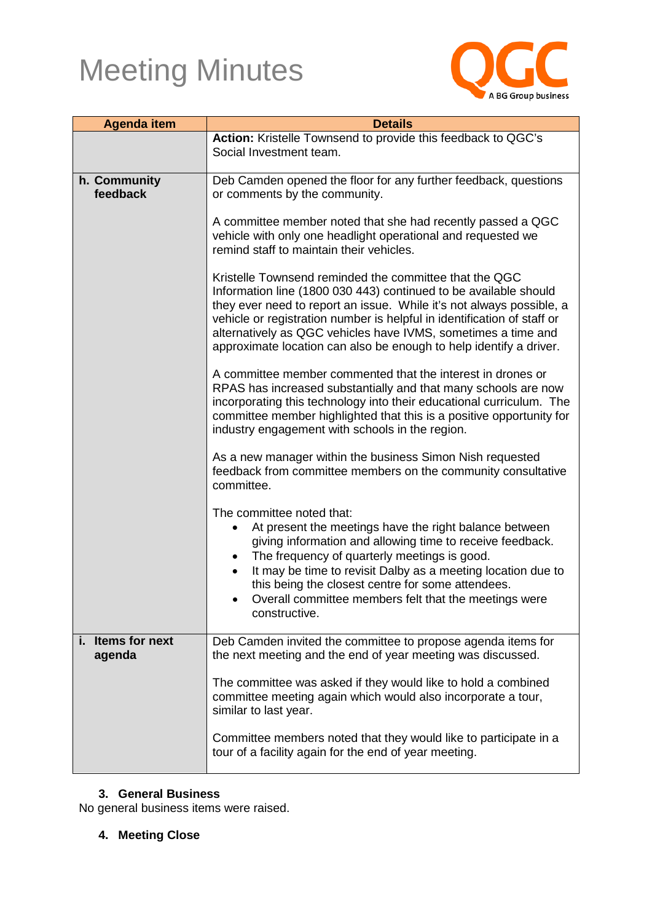# Meeting Minutes

| Agenda item | Details |
|---|---|
| | **Action:** Kristelle Townsend to provide this feedback to QGC's Social Investment team. |
| **h. Community feedback** | Deb Camden opened the floor for any further feedback, questions or comments by the community.<br><br>A committee member noted that she had recently passed a QGC vehicle with only one headlight operational and requested we remind staff to maintain their vehicles.<br><br>Kristelle Townsend reminded the committee that the QGC Information line (1800 030 443) continued to be available should they ever need to report an issue. While it's not always possible, a vehicle or registration number is helpful in identification of staff or alternatively as QGC vehicles have IVMS, sometimes a time and approximate location can also be enough to help identify a driver.<br><br>A committee member commented that the interest in drones or RPAS has increased substantially and that many schools are now incorporating this technology into their educational curriculum. The committee member highlighted that this is a positive opportunity for industry engagement with schools in the region.<br><br>As a new manager within the business Simon Nish requested feedback from committee members on the community consultative committee.<br><br>The committee noted that:<br>• At present the meetings have the right balance between giving information and allowing time to receive feedback.<br>• The frequency of quarterly meetings is good.<br>• It may be time to revisit Dalby as a meeting location due to this being the closest centre for some attendees.<br>• Overall committee members felt that the meetings were constructive. |
| **i. Items for next agenda** | Deb Camden invited the committee to propose agenda items for the next meeting and the end of year meeting was discussed.<br><br>The committee was asked if they would like to hold a combined committee meeting again which would also incorporate a tour, similar to last year.<br><br>Committee members noted that they would like to participate in a tour of a facility again for the end of year meeting. |

## 3. General Business

No general business items were raised.

## 4. Meeting Close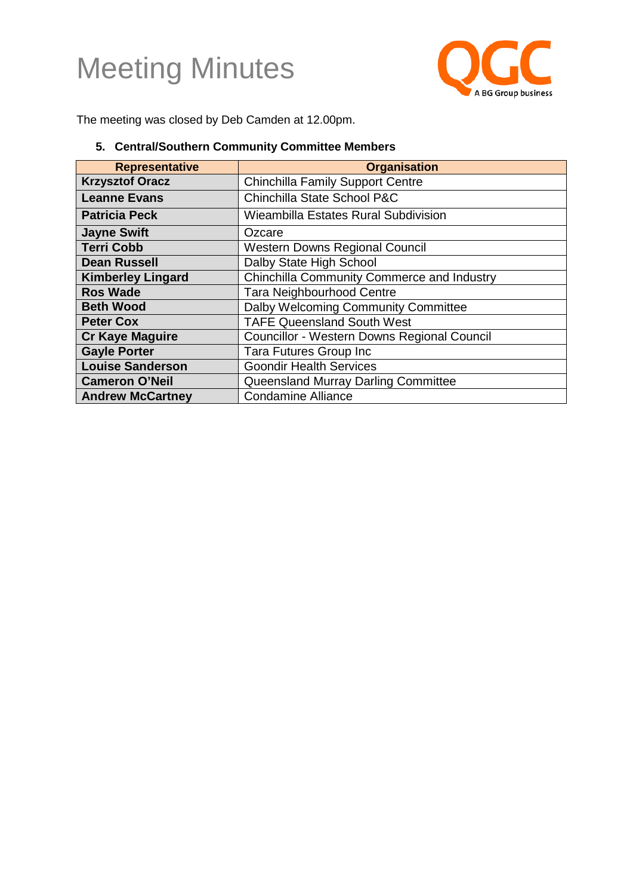# Meeting Minutes

The meeting was closed by Deb Camden at 12.00pm.

### 5. Central/Southern Community Committee Members

| Representative | Organisation |
|---|---|
| **Krzysztof Oracz** | Chinchilla Family Support Centre |
| **Leanne Evans** | Chinchilla State School P&C |
| **Patricia Peck** | Wieambilla Estates Rural Subdivision |
| **Jayne Swift** | Ozcare |
| **Terri Cobb** | Western Downs Regional Council |
| **Dean Russell** | Dalby State High School |
| **Kimberley Lingard** | Chinchilla Community Commerce and Industry |
| **Ros Wade** | Tara Neighbourhood Centre |
| **Beth Wood** | Dalby Welcoming Community Committee |
| **Peter Cox** | TAFE Queensland South West |
| **Cr Kaye Maguire** | Councillor - Western Downs Regional Council |
| **Gayle Porter** | Tara Futures Group Inc |
| **Louise Sanderson** | Goondir Health Services |
| **Cameron O'Neil** | Queensland Murray Darling Committee |
| **Andrew McCartney** | Condamine Alliance |